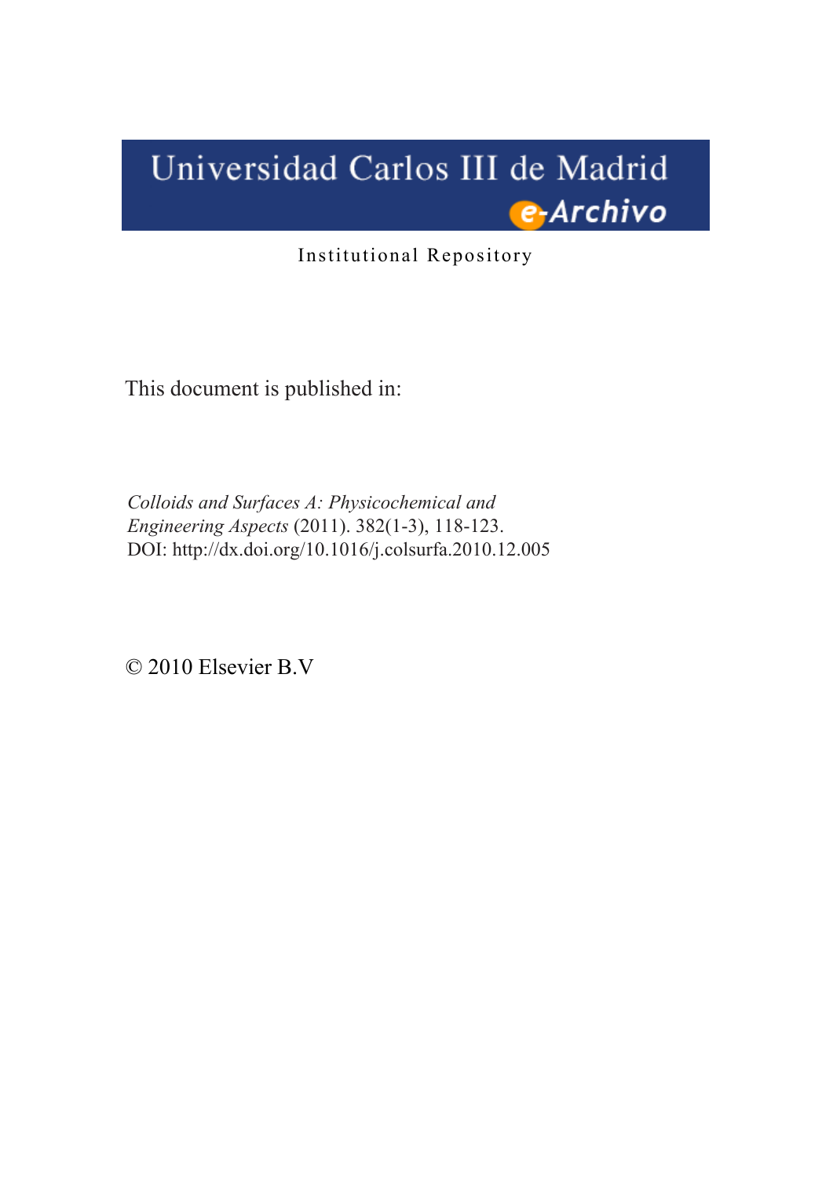Universidad Carlos III de Madrid

e-Archivo

Institutional Repository

This document is published in:

*Colloids and Surfaces A: Physicochemical and Engineering Aspects* (2011). 382(1-3), 118-123.
DOI: http://dx.doi.org/10.1016/j.colsurfa.2010.12.005

© 2010 Elsevier B.V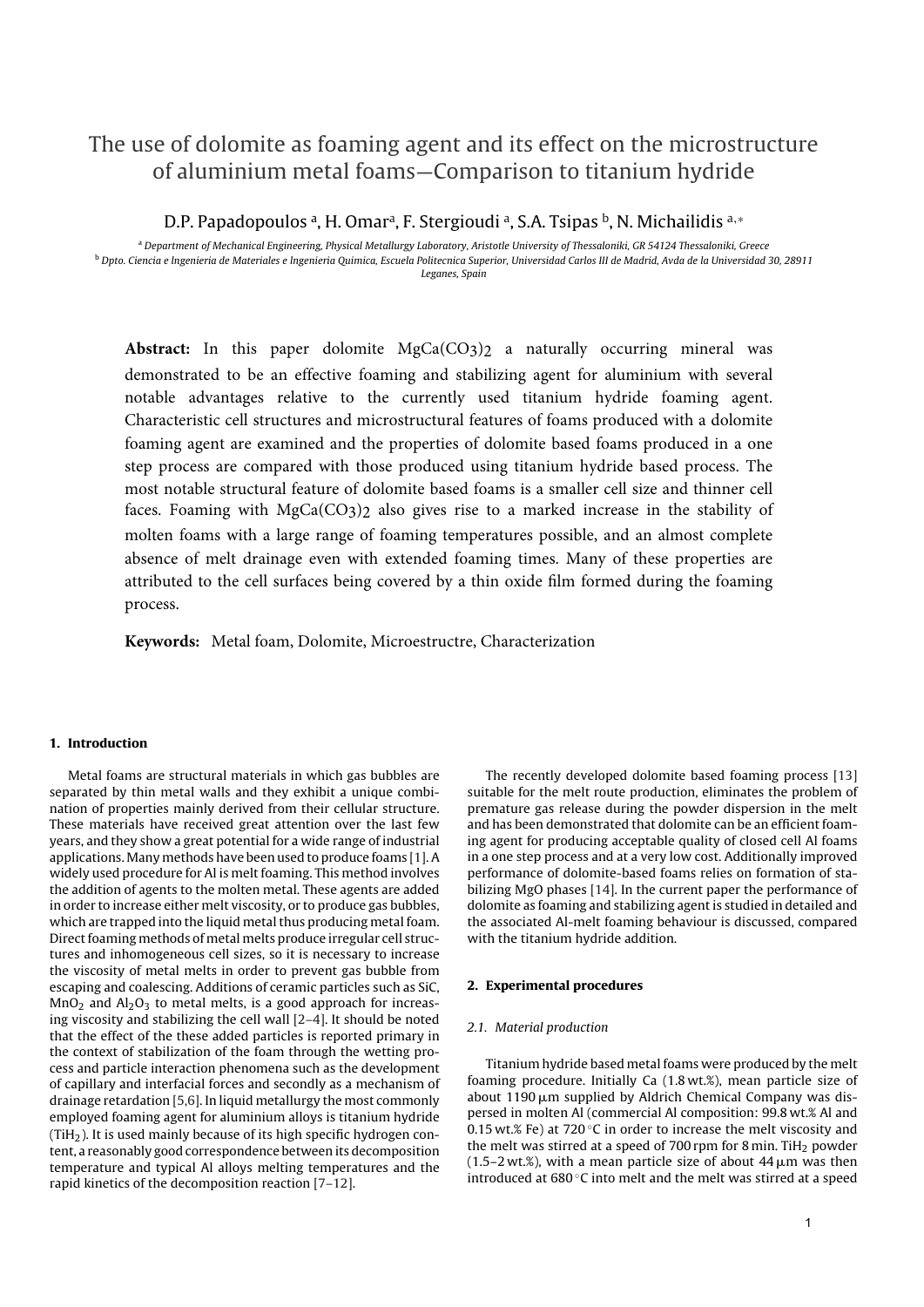# The use of dolomite as foaming agent and its effect on the microstructure of aluminium metal foams—Comparison to titanium hydride

D.P. Papadopoulos [a], H. Omar[a], F. Stergioudi [a], S.A. Tsipas [b], N. Michailidis [a,*]

[a] Department of Mechanical Engineering, Physical Metallurgy Laboratory, Aristotle University of Thessaloniki, GR 54124 Thessaloniki, Greece
[b] Dpto. Ciencia e Ingenieria de Materiales e Ingenieria Quimica, Escuela Politecnica Superior, Universidad Carlos III de Madrid, Avda de la Universidad 30, 28911 Leganes, Spain

**Abstract:** In this paper dolomite $MgCa(CO_3)_2$ a naturally occurring mineral was demonstrated to be an effective foaming and stabilizing agent for aluminium with several notable advantages relative to the currently used titanium hydride foaming agent. Characteristic cell structures and microstructural features of foams produced with a dolomite foaming agent are examined and the properties of dolomite based foams produced in a one step process are compared with those produced using titanium hydride based process. The most notable structural feature of dolomite based foams is a smaller cell size and thinner cell faces. Foaming with $MgCa(CO_3)_2$ also gives rise to a marked increase in the stability of molten foams with a large range of foaming temperatures possible, and an almost complete absence of melt drainage even with extended foaming times. Many of these properties are attributed to the cell surfaces being covered by a thin oxide film formed during the foaming process.

**Keywords:** Metal foam, Dolomite, Microestructre, Characterization

## 1. Introduction

Metal foams are structural materials in which gas bubbles are separated by thin metal walls and they exhibit a unique combination of properties mainly derived from their cellular structure. These materials have received great attention over the last few years, and they show a great potential for a wide range of industrial applications. Many methods have been used to produce foams [1]. A widely used procedure for Al is melt foaming. This method involves the addition of agents to the molten metal. These agents are added in order to increase either melt viscosity, or to produce gas bubbles, which are trapped into the liquid metal thus producing metal foam. Direct foaming methods of metal melts produce irregular cell structures and inhomogeneous cell sizes, so it is necessary to increase the viscosity of metal melts in order to prevent gas bubble from escaping and coalescing. Additions of ceramic particles such as SiC, $MnO_2$ and $Al_2O_3$ to metal melts, is a good approach for increasing viscosity and stabilizing the cell wall [2–4]. It should be noted that the effect of the these added particles is reported primary in the context of stabilization of the foam through the wetting process and particle interaction phenomena such as the development of capillary and interfacial forces and secondly as a mechanism of drainage retardation [5,6]. In liquid metallurgy the most commonly employed foaming agent for aluminium alloys is titanium hydride ($TiH_2$). It is used mainly because of its high specific hydrogen content, a reasonably good correspondence between its decomposition temperature and typical Al alloys melting temperatures and the rapid kinetics of the decomposition reaction [7–12].

The recently developed dolomite based foaming process [13] suitable for the melt route production, eliminates the problem of premature gas release during the powder dispersion in the melt and has been demonstrated that dolomite can be an efficient foaming agent for producing acceptable quality of closed cell Al foams in a one step process and at a very low cost. Additionally improved performance of dolomite-based foams relies on formation of stabilizing MgO phases [14]. In the current paper the performance of dolomite as foaming and stabilizing agent is studied in detailed and the associated Al-melt foaming behaviour is discussed, compared with the titanium hydride addition.

## 2. Experimental procedures

### 2.1. Material production

Titanium hydride based metal foams were produced by the melt foaming procedure. Initially Ca (1.8 wt.%), mean particle size of about 1190 μm supplied by Aldrich Chemical Company was dispersed in molten Al (commercial Al composition: 99.8 wt.% Al and 0.15 wt.% Fe) at 720 °C in order to increase the melt viscosity and the melt was stirred at a speed of 700 rpm for 8 min. $TiH_2$ powder (1.5–2 wt.%), with a mean particle size of about 44 μm was then introduced at 680 °C into melt and the melt was stirred at a speed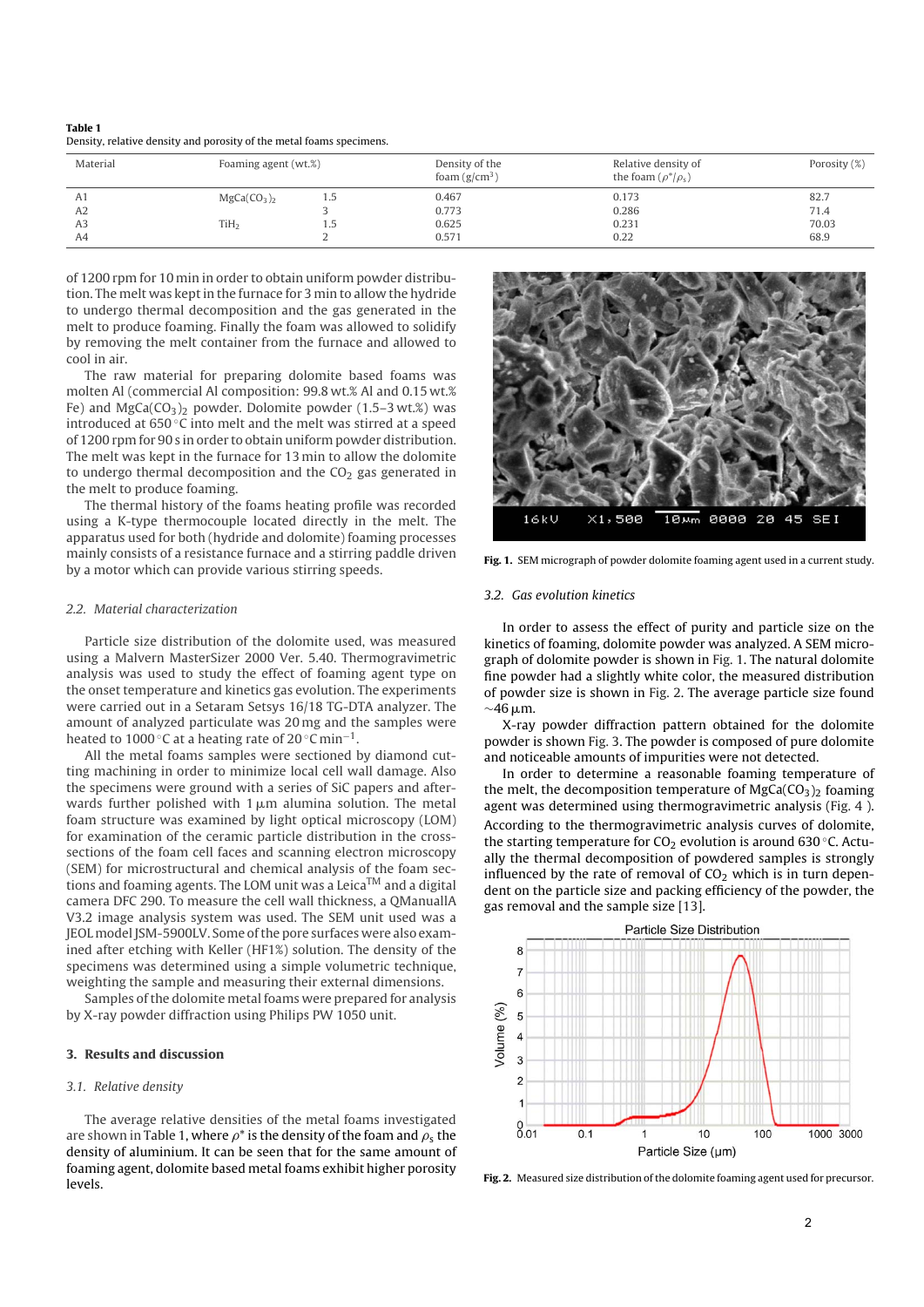**Table 1**
Density, relative density and porosity of the metal foams specimens.

| Material | Foaming agent (wt.%) | | Density of the foam (g/cm$^3$) | Relative density of the foam ($\rho^*/\rho_s$) | Porosity (%) |
|---|---|---|---|---|---|
| A1 | $MgCa(CO_3)_2$ | 1.5 | 0.467 | 0.173 | 82.7 |
| A2 | | 3 | 0.773 | 0.286 | 71.4 |
| A3 | $TiH_2$ | 1.5 | 0.625 | 0.231 | 70.03 |
| A4 | | 2 | 0.571 | 0.22 | 68.9 |

of 1200 rpm for 10 min in order to obtain uniform powder distribution. The melt was kept in the furnace for 3 min to allow the hydride to undergo thermal decomposition and the gas generated in the melt to produce foaming. Finally the foam was allowed to solidify by removing the melt container from the furnace and allowed to cool in air.

The raw material for preparing dolomite based foams was molten Al (commercial Al composition: 99.8 wt.% Al and 0.15 wt.% Fe) and $MgCa(CO_3)_2$ powder. Dolomite powder (1.5–3 wt.%) was introduced at 650 °C into melt and the melt was stirred at a speed of 1200 rpm for 90 s in order to obtain uniform powder distribution. The melt was kept in the furnace for 13 min to allow the dolomite to undergo thermal decomposition and the $CO_2$ gas generated in the melt to produce foaming.

The thermal history of the foams heating profile was recorded using a K-type thermocouple located directly in the melt. The apparatus used for both (hydride and dolomite) foaming processes mainly consists of a resistance furnace and a stirring paddle driven by a motor which can provide various stirring speeds.

### 2.2. Material characterization

Particle size distribution of the dolomite used, was measured using a Malvern MasterSizer 2000 Ver. 5.40. Thermogravimetric analysis was used to study the effect of foaming agent type on the onset temperature and kinetics gas evolution. The experiments were carried out in a Setaram Setsys 16/18 TG-DTA analyzer. The amount of analyzed particulate was 20 mg and the samples were heated to 1000 °C at a heating rate of 20 °C min$^{-1}$.

All the metal foams samples were sectioned by diamond cutting machining in order to minimize local cell wall damage. Also the specimens were ground with a series of SiC papers and afterwards further polished with 1 μm alumina solution. The metal foam structure was examined by light optical microscopy (LOM) for examination of the ceramic particle distribution in the cross-sections of the foam cell faces and scanning electron microscopy (SEM) for microstructural and chemical analysis of the foam sections and foaming agents. The LOM unit was a Leica™ and a digital camera DFC 290. To measure the cell wall thickness, a QManuallA V3.2 image analysis system was used. The SEM unit used was a JEOL model JSM-5900LV. Some of the pore surfaces were also examined after etching with Keller (HF1%) solution. The density of the specimens was determined using a simple volumetric technique, weighting the sample and measuring their external dimensions.

Samples of the dolomite metal foams were prepared for analysis by X-ray powder diffraction using Philips PW 1050 unit.

## 3. Results and discussion

### 3.1. Relative density

The average relative densities of the metal foams investigated are shown in Table 1, where $\rho^*$ is the density of the foam and $\rho_s$ the density of aluminium. It can be seen that for the same amount of foaming agent, dolomite based metal foams exhibit higher porosity levels.

**Fig. 1.** SEM micrograph of powder dolomite foaming agent used in a current study.

### 3.2. Gas evolution kinetics

In order to assess the effect of purity and particle size on the kinetics of foaming, dolomite powder was analyzed. A SEM micrograph of dolomite powder is shown in Fig. 1. The natural dolomite fine powder had a slightly white color, the measured distribution of powder size is shown in Fig. 2. The average particle size found ~46 μm.

X-ray powder diffraction pattern obtained for the dolomite powder is shown Fig. 3. The powder is composed of pure dolomite and noticeable amounts of impurities were not detected.

In order to determine a reasonable foaming temperature of the melt, the decomposition temperature of $MgCa(CO_3)_2$ foaming agent was determined using thermogravimetric analysis (Fig. 4 ). According to the thermogravimetric analysis curves of dolomite, the starting temperature for $CO_2$ evolution is around 630 °C. Actually the thermal decomposition of powdered samples is strongly influenced by the rate of removal of $CO_2$ which is in turn dependent on the particle size and packing efficiency of the powder, the gas removal and the sample size [13].

**Fig. 2.** Measured size distribution of the dolomite foaming agent used for precursor.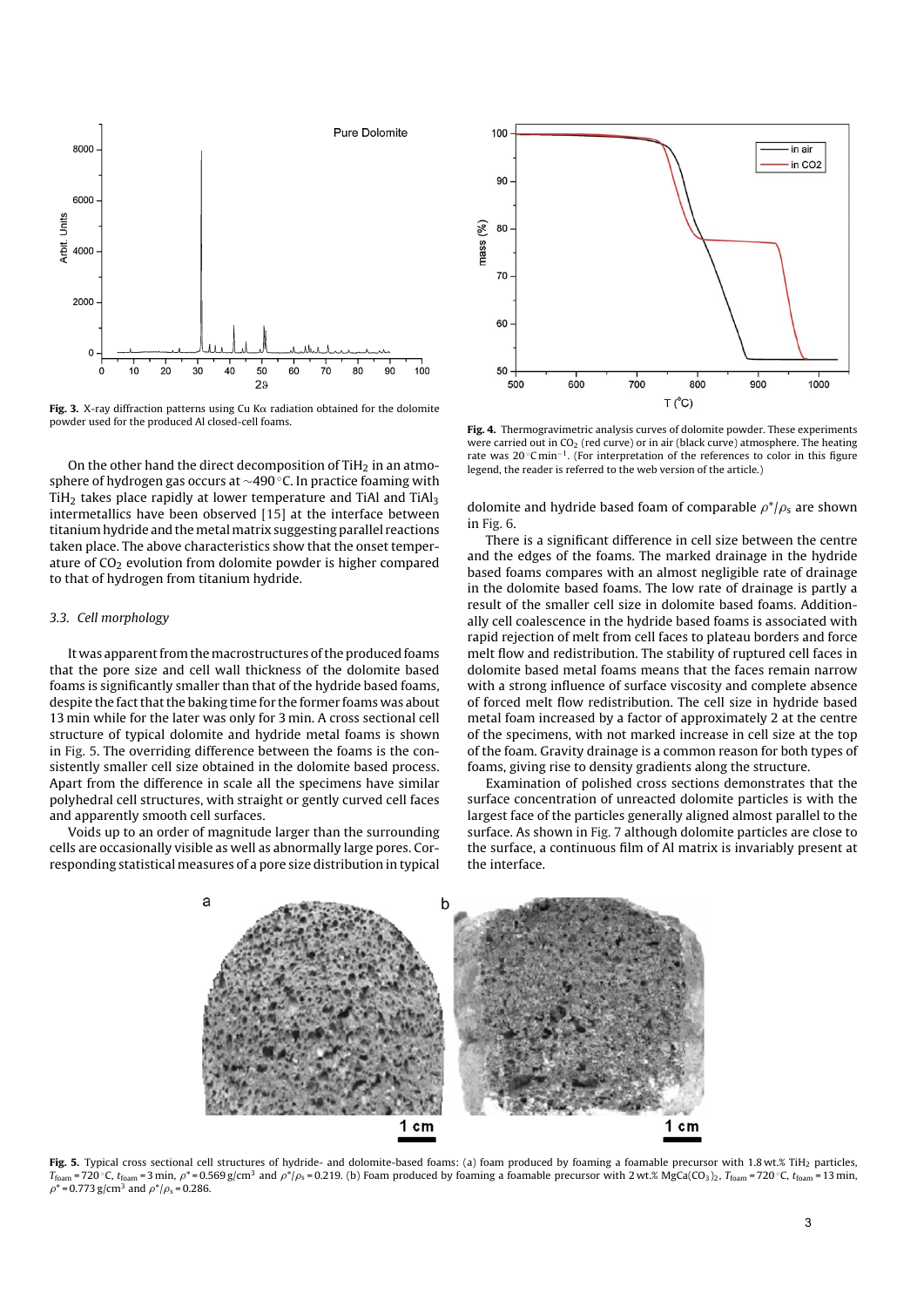Pure Dolomite

8000

6000

4000

2000

0

Arbt. Units

0 10 20 30 40 50 60 70 80 90 100

2θ

**Fig. 3.** X-ray diffraction patterns using Cu Kα radiation obtained for the dolomite powder used for the produced Al closed-cell foams.

100

90

80

70

60

50

mass (%)

500 600 700 800 900 1000

T (°C)

in air

in CO2

**Fig. 4.** Thermogravimetric analysis curves of dolomite powder. These experiments were carried out in $CO_2$ (red curve) or in air (black curve) atmosphere. The heating rate was 20 °C min$^{-1}$. (For interpretation of the references to color in this figure legend, the reader is referred to the web version of the article.)

On the other hand the direct decomposition of $TiH_2$ in an atmosphere of hydrogen gas occurs at ∼490 °C. In practice foaming with $TiH_2$ takes place rapidly at lower temperature and TiAl and $TiAl_3$ intermetallics have been observed [15] at the interface between titanium hydride and the metal matrix suggesting parallel reactions taken place. The above characteristics show that the onset temperature of $CO_2$ evolution from dolomite powder is higher compared to that of hydrogen from titanium hydride.

### *3.3. Cell morphology*

It was apparent from the macrostructures of the produced foams that the pore size and cell wall thickness of the dolomite based foams is significantly smaller than that of the hydride based foams, despite the fact that the baking time for the former foams was about 13 min while for the later was only for 3 min. A cross sectional cell structure of typical dolomite and hydride metal foams is shown in Fig. 5. The overriding difference between the foams is the consistently smaller cell size obtained in the dolomite based process. Apart from the difference in scale all the specimens have similar polyhedral cell structures, with straight or gently curved cell faces and apparently smooth cell surfaces.

Voids up to an order of magnitude larger than the surrounding cells are occasionally visible as well as abnormally large pores. Corresponding statistical measures of a pore size distribution in typical dolomite and hydride based foam of comparable $\rho^*/\rho_s$ are shown in Fig. 6.

There is a significant difference in cell size between the centre and the edges of the foams. The marked drainage in the hydride based foams compares with an almost negligible rate of drainage in the dolomite based foams. The low rate of drainage is partly a result of the smaller cell size in dolomite based foams. Additionally cell coalescence in the hydride based foams is associated with rapid rejection of melt from cell faces to plateau borders and force melt flow and redistribution. The stability of ruptured cell faces in dolomite based metal foams means that the faces remain narrow with a strong influence of surface viscosity and complete absence of forced melt flow redistribution. The cell size in hydride based metal foam increased by a factor of approximately 2 at the centre of the specimens, with not marked increase in cell size at the top of the foam. Gravity drainage is a common reason for both types of foams, giving rise to density gradients along the structure.

Examination of polished cross sections demonstrates that the surface concentration of unreacted dolomite particles is with the largest face of the particles generally aligned almost parallel to the surface. As shown in Fig. 7 although dolomite particles are close to the surface, a continuous film of Al matrix is invariably present at the interface.

a

b

1 cm

1 cm

**Fig. 5.** Typical cross sectional cell structures of hydride- and dolomite-based foams: (a) foam produced by foaming a foamable precursor with 1.8 wt.% $TiH_2$ particles, $T_{foam}$ = 720 °C, $t_{foam}$ = 3 min, $\rho^*$ = 0.569 g/cm$^3$ and $\rho^*/\rho_s$ = 0.219. (b) Foam produced by foaming a foamable precursor with 2 wt.% $MgCa(CO_3)_2$, $T_{foam}$ = 720 °C, $t_{foam}$ = 13 min, $\rho^*$ = 0.773 g/cm$^3$ and $\rho^*/\rho_s$ = 0.286.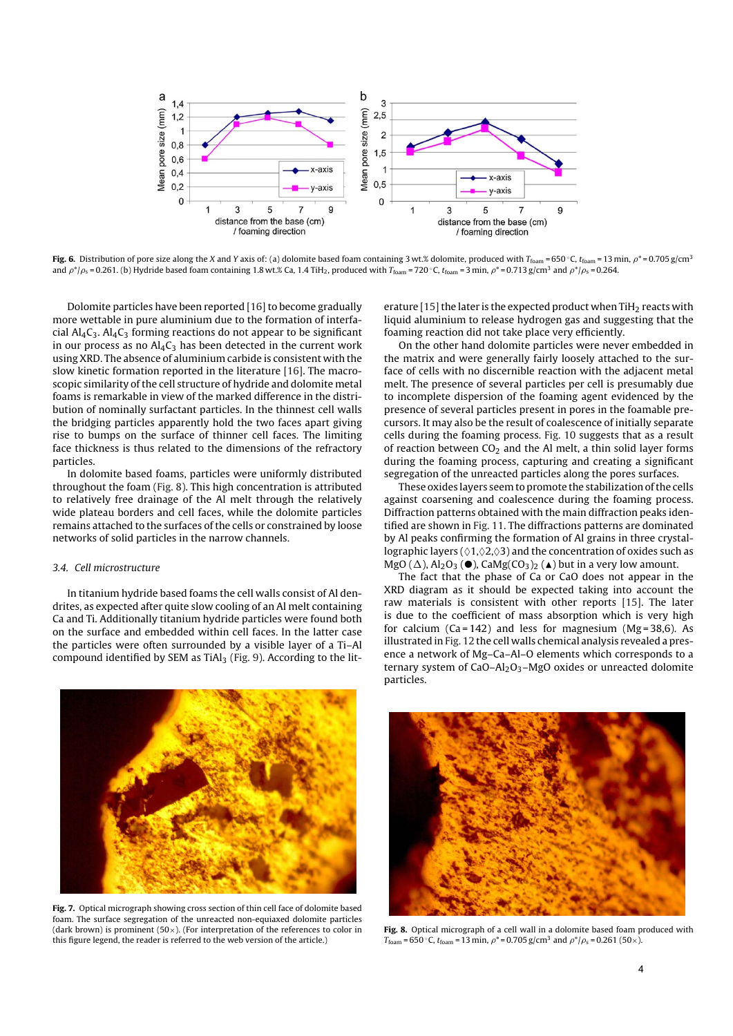**Fig. 6.** Distribution of pore size along the *X* and *Y* axis of: (a) dolomite based foam containing 3 wt.% dolomite, produced with $T_{foam}$ = 650 °C, $t_{foam}$ = 13 min, $\rho^*$ = 0.705 g/cm$^3$ and $\rho^*/\rho_s$ = 0.261. (b) Hydride based foam containing 1.8 wt.% Ca, 1.4 $TiH_2$, produced with $T_{foam}$ = 720 °C, $t_{foam}$ = 3 min, $\rho^*$ = 0.713 g/cm$^3$ and $\rho^*/\rho_s$ = 0.264.

Dolomite particles have been reported [16] to become gradually more wettable in pure aluminium due to the formation of interfacial $Al_4C_3$. $Al_4C_3$ forming reactions do not appear to be significant in our process as no $Al_4C_3$ has been detected in the current work using XRD. The absence of aluminium carbide is consistent with the slow kinetic formation reported in the literature [16]. The macroscopic similarity of the cell structure of hydride and dolomite metal foams is remarkable in view of the marked difference in the distribution of nominally surfactant particles. In the thinnest cell walls the bridging particles apparently hold the two faces apart giving rise to bumps on the surface of thinner cell faces. The limiting face thickness is thus related to the dimensions of the refractory particles.

In dolomite based foams, particles were uniformly distributed throughout the foam (Fig. 8). This high concentration is attributed to relatively free drainage of the Al melt through the relatively wide plateau borders and cell faces, while the dolomite particles remains attached to the surfaces of the cells or constrained by loose networks of solid particles in the narrow channels.

### 3.4. Cell microstructure

In titanium hydride based foams the cell walls consist of Al dendrites, as expected after quite slow cooling of an Al melt containing Ca and Ti. Additionally titanium hydride particles were found both on the surface and embedded within cell faces. In the latter case the particles were often surrounded by a visible layer of a Ti–Al compound identified by SEM as $TiAl_3$ (Fig. 9). According to the literature [15] the later is the expected product when $TiH_2$ reacts with liquid aluminium to release hydrogen gas and suggesting that the foaming reaction did not take place very efficiently.

On the other hand dolomite particles were never embedded in the matrix and were generally fairly loosely attached to the surface of cells with no discernible reaction with the adjacent metal melt. The presence of several particles per cell is presumably due to incomplete dispersion of the foaming agent evidenced by the presence of several particles present in pores in the foamable precursors. It may also be the result of coalescence of initially separate cells during the foaming process. Fig. 10 suggests that as a result of reaction between $CO_2$ and the Al melt, a thin solid layer forms during the foaming process, capturing and creating a significant segregation of the unreacted particles along the pores surfaces.

These oxides layers seem to promote the stabilization of the cells against coarsening and coalescence during the foaming process. Diffraction patterns obtained with the main diffraction peaks identified are shown in Fig. 11. The diffractions patterns are dominated by Al peaks confirming the formation of Al grains in three crystallographic layers (◊1,◊2,◊3) and the concentration of oxides such as MgO (Δ), $Al_2O_3$ (●), $CaMg(CO_3)_2$ (▲) but in a very low amount.

The fact that the phase of Ca or CaO does not appear in the XRD diagram as it should be expected taking into account the raw materials is consistent with other reports [15]. The later is due to the coefficient of mass absorption which is very high for calcium (Ca = 142) and less for magnesium (Mg = 38,6). As illustrated in Fig. 12 the cell walls chemical analysis revealed a presence a network of Mg–Ca–Al–O elements which corresponds to a ternary system of CaO–$Al_2O_3$–MgO oxides or unreacted dolomite particles.

**Fig. 7.** Optical micrograph showing cross section of thin cell face of dolomite based foam. The surface segregation of the unreacted non-equiaxed dolomite particles (dark brown) is prominent (50×). (For interpretation of the references to color in this figure legend, the reader is referred to the web version of the article.)

**Fig. 8.** Optical micrograph of a cell wall in a dolomite based foam produced with $T_{foam}$ = 650 °C, $t_{foam}$ = 13 min, $\rho^*$ = 0.705 g/cm$^3$ and $\rho^*/\rho_s$ = 0.261 (50×).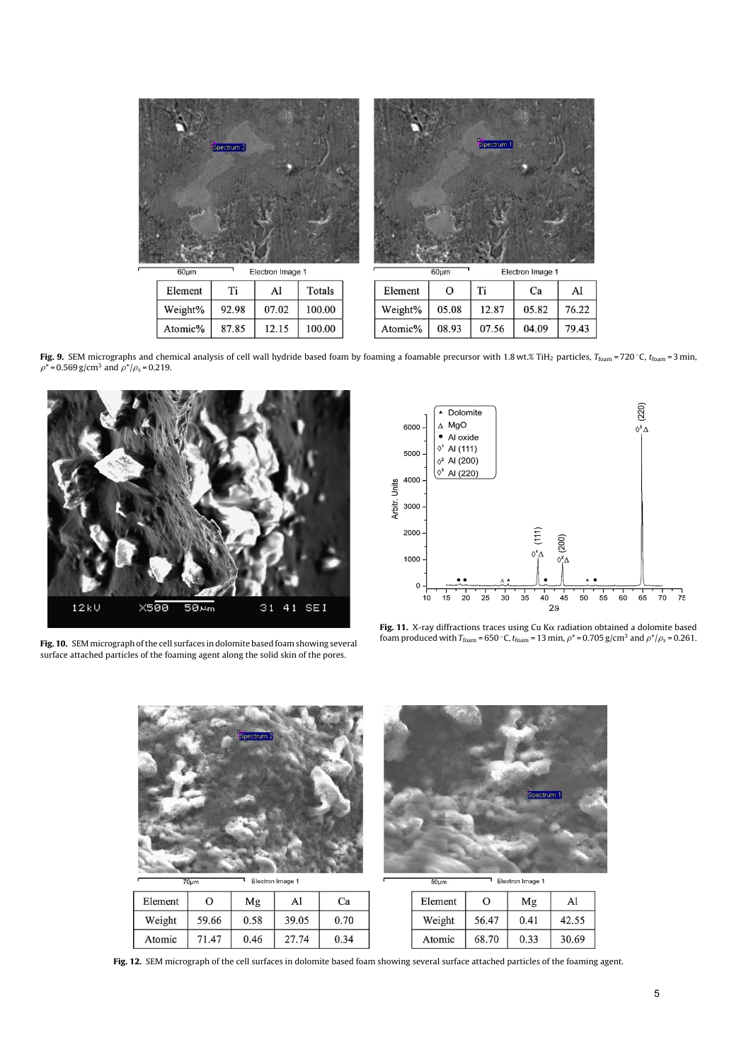| Element | Ti | Al | Totals |
|---|---|---|---|
| Weight% | 92.98 | 07.02 | 100.00 |
| Atomic% | 87.85 | 12.15 | 100.00 |

| Element | O | Ti | Ca | Al |
|---|---|---|---|---|
| Weight% | 05.08 | 12.87 | 05.82 | 76.22 |
| Atomic% | 08.93 | 07.56 | 04.09 | 79.43 |

**Fig. 9.** SEM micrographs and chemical analysis of cell wall hydride based foam by foaming a foamable precursor with 1.8 wt.% $TiH_2$ particles, $T_{foam}$ = 720 °C, $t_{foam}$ = 3 min, $\rho^*$ = 0.569 g/cm$^3$ and $\rho^*/\rho_s$ = 0.219.

**Fig. 10.** SEM micrograph of the cell surfaces in dolomite based foam showing several surface attached particles of the foaming agent along the solid skin of the pores.

**Fig. 11.** X-ray diffractions traces using Cu Kα radiation obtained a dolomite based foam produced with $T_{foam}$ = 650 °C, $t_{foam}$ = 13 min, $\rho^*$ = 0.705 g/cm$^3$ and $\rho^*/\rho_s$ = 0.261.

| Element | O | Mg | Al | Ca |
|---|---|---|---|---|
| Weight | 59.66 | 0.58 | 39.05 | 0.70 |
| Atomic | 71.47 | 0.46 | 27.74 | 0.34 |

| Element | O | Mg | Al |
|---|---|---|---|
| Weight | 56.47 | 0.41 | 42.55 |
| Atomic | 68.70 | 0.33 | 30.69 |

**Fig. 12.** SEM micrograph of the cell surfaces in dolomite based foam showing several surface attached particles of the foaming agent.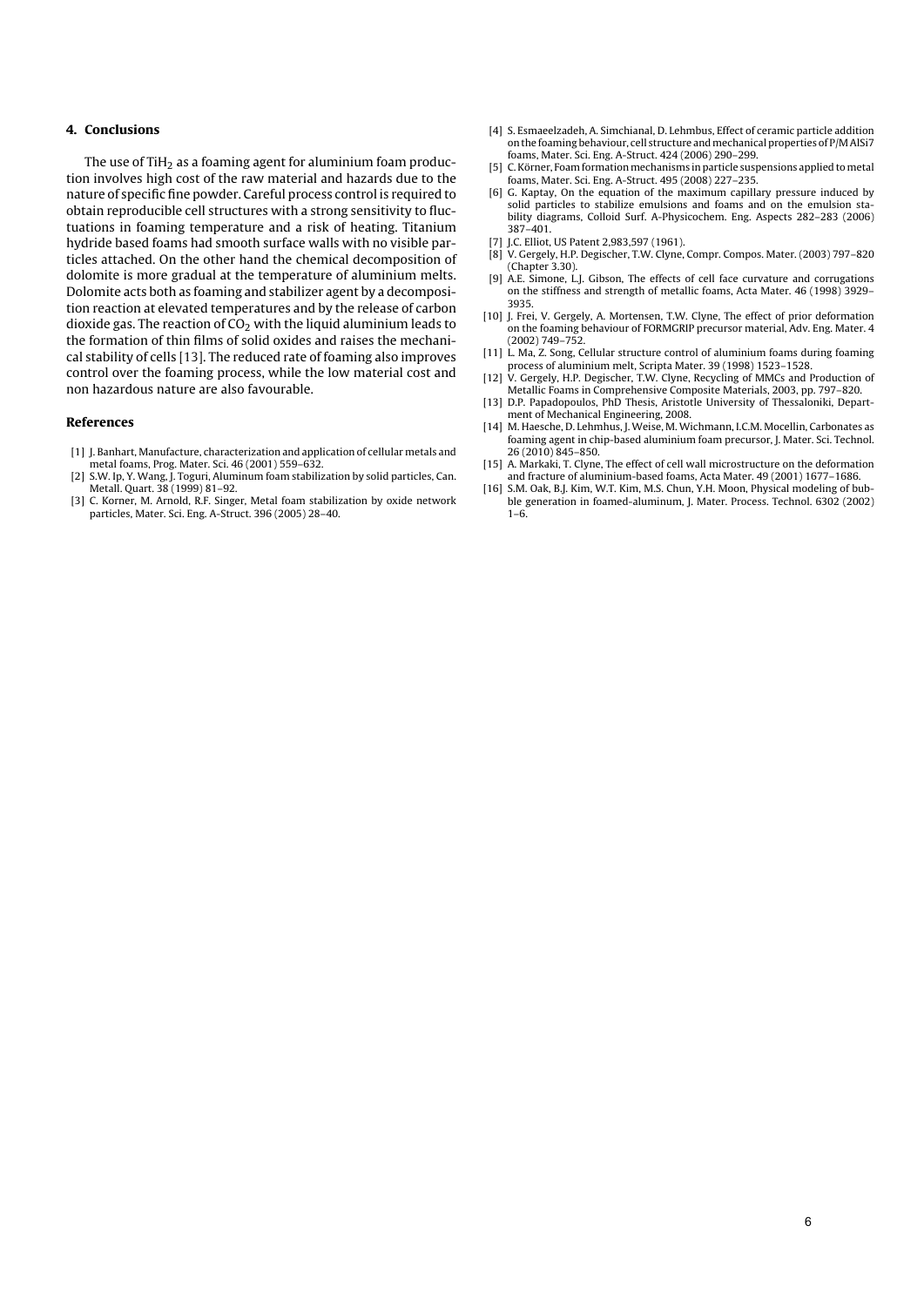## 4. Conclusions

The use of $TiH_2$ as a foaming agent for aluminium foam production involves high cost of the raw material and hazards due to the nature of specific fine powder. Careful process control is required to obtain reproducible cell structures with a strong sensitivity to fluctuations in foaming temperature and a risk of heating. Titanium hydride based foams had smooth surface walls with no visible particles attached. On the other hand the chemical decomposition of dolomite is more gradual at the temperature of aluminium melts. Dolomite acts both as foaming and stabilizer agent by a decomposition reaction at elevated temperatures and by the release of carbon dioxide gas. The reaction of $CO_2$ with the liquid aluminium leads to the formation of thin films of solid oxides and raises the mechanical stability of cells [13]. The reduced rate of foaming also improves control over the foaming process, while the low material cost and non hazardous nature are also favourable.

## References

[1] J. Banhart, Manufacture, characterization and application of cellular metals and metal foams, Prog. Mater. Sci. 46 (2001) 559–632.

[2] S.W. Ip, Y. Wang, J. Toguri, Aluminum foam stabilization by solid particles, Can. Metall. Quart. 38 (1999) 81–92.

[3] C. Korner, M. Arnold, R.F. Singer, Metal foam stabilization by oxide network particles, Mater. Sci. Eng. A-Struct. 396 (2005) 28–40.

[4] S. Esmaeelzadeh, A. Simchianal, D. Lehmbus, Effect of ceramic particle addition on the foaming behaviour, cell structure and mechanical properties of P/M AlSi7 foams, Mater. Sci. Eng. A-Struct. 424 (2006) 290–299.

[5] C. Körner, Foam formation mechanisms in particle suspensions applied to metal foams, Mater. Sci. Eng. A-Struct. 495 (2008) 227–235.

[6] G. Kaptay, On the equation of the maximum capillary pressure induced by solid particles to stabilize emulsions and foams and on the emulsion stability diagrams, Colloid Surf. A-Physicochem. Eng. Aspects 282–283 (2006) 387–401.

[7] J.C. Elliot, US Patent 2,983,597 (1961).

[8] V. Gergely, H.P. Degischer, T.W. Clyne, Compr. Compos. Mater. (2003) 797–820 (Chapter 3.30).

[9] A.E. Simone, L.J. Gibson, The effects of cell face curvature and corrugations on the stiffness and strength of metallic foams, Acta Mater. 46 (1998) 3929–3935.

[10] J. Frei, V. Gergely, A. Mortensen, T.W. Clyne, The effect of prior deformation on the foaming behaviour of FORMGRIP precursor material, Adv. Eng. Mater. 4 (2002) 749–752.

[11] L. Ma, Z. Song, Cellular structure control of aluminium foams during foaming process of aluminium melt, Scripta Mater. 39 (1998) 1523–1528.

[12] V. Gergely, H.P. Degischer, T.W. Clyne, Recycling of MMCs and Production of Metallic Foams in Comprehensive Composite Materials, 2003, pp. 797–820.

[13] D.P. Papadopoulos, PhD Thesis, Aristotle University of Thessaloniki, Department of Mechanical Engineering, 2008.

[14] M. Haesche, D. Lehmhus, J. Weise, M. Wichmann, I.C.M. Mocellin, Carbonates as foaming agent in chip-based aluminium foam precursor, J. Mater. Sci. Technol. 26 (2010) 845–850.

[15] A. Markaki, T. Clyne, The effect of cell wall microstructure on the deformation and fracture of aluminium-based foams, Acta Mater. 49 (2001) 1677–1686.

[16] S.M. Oak, B.J. Kim, W.T. Kim, M.S. Chun, Y.H. Moon, Physical modeling of bubble generation in foamed-aluminum, J. Mater. Process. Technol. 6302 (2002) 1–6.